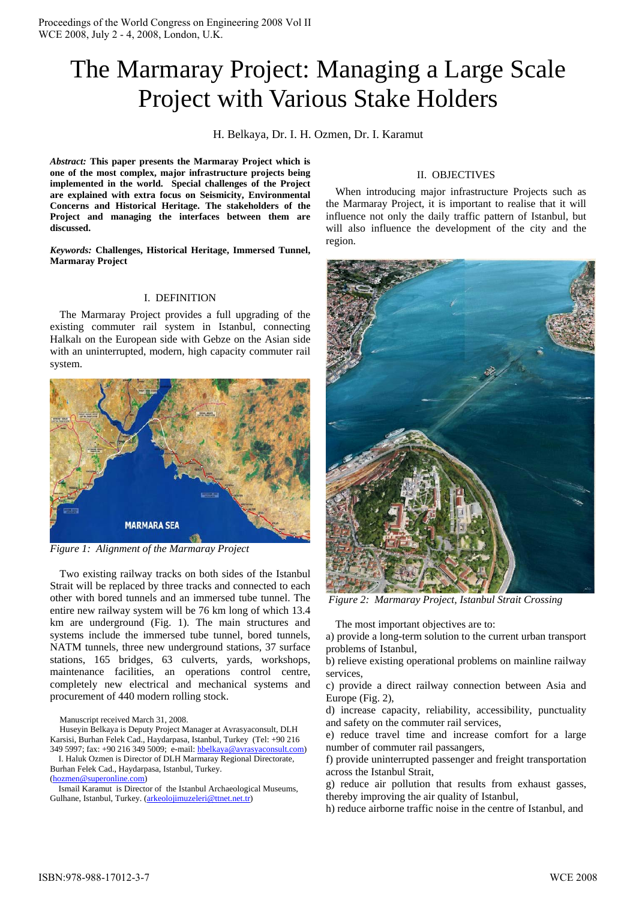# The Marmaray Project: Managing a Large Scale Project with Various Stake Holders

H. Belkaya, Dr. I. H. Ozmen, Dr. I. Karamut

***Abstract:*** **This paper presents the Marmaray Project which is one of the most complex, major infrastructure projects being implemented in the world. Special challenges of the Project are explained with extra focus on Seismicity, Environmental Concerns and Historical Heritage. The stakeholders of the Project and managing the interfaces between them are discussed.**

***Keywords:*** **Challenges, Historical Heritage, Immersed Tunnel, Marmaray Project**

## I. DEFINITION

The Marmaray Project provides a full upgrading of the existing commuter rail system in Istanbul, connecting Halkalı on the European side with Gebze on the Asian side with an uninterrupted, modern, high capacity commuter rail system.

*Figure 1: Alignment of the Marmaray Project*

Two existing railway tracks on both sides of the Istanbul Strait will be replaced by three tracks and connected to each other with bored tunnels and an immersed tube tunnel. The entire new railway system will be 76 km long of which 13.4 km are underground (Fig. 1). The main structures and systems include the immersed tube tunnel, bored tunnels, NATM tunnels, three new underground stations, 37 surface stations, 165 bridges, 63 culverts, yards, workshops, maintenance facilities, an operations control centre, completely new electrical and mechanical systems and procurement of 440 modern rolling stock.

Manuscript received March 31, 2008.

Huseyin Belkaya is Deputy Project Manager at Avrasyaconsult, DLH Karsisi, Burhan Felek Cad., Haydarpasa, Istanbul, Turkey (Tel: +90 216 349 5997; fax: +90 216 349 5009; e-mail: hbelkaya@avrasyaconsult.com)

I. Haluk Ozmen is Director of DLH Marmaray Regional Directorate, Burhan Felek Cad., Haydarpasa, Istanbul, Turkey. (hozmen@superonline.com)

Ismail Karamut is Director of the Istanbul Archaeological Museums, Gulhane, Istanbul, Turkey. (arkeolojimuzeleri@ttnet.net.tr)

## II. OBJECTIVES

When introducing major infrastructure Projects such as the Marmaray Project, it is important to realise that it will influence not only the daily traffic pattern of Istanbul, but will also influence the development of the city and the region.

*Figure 2: Marmaray Project, Istanbul Strait Crossing*

The most important objectives are to:

a) provide a long-term solution to the current urban transport problems of Istanbul,

b) relieve existing operational problems on mainline railway services,

c) provide a direct railway connection between Asia and Europe (Fig. 2),

d) increase capacity, reliability, accessibility, punctuality and safety on the commuter rail services,

e) reduce travel time and increase comfort for a large number of commuter rail passangers,

f) provide uninterrupted passenger and freight transportation across the Istanbul Strait,

g) reduce air pollution that results from exhaust gasses, thereby improving the air quality of Istanbul,

h) reduce airborne traffic noise in the centre of Istanbul, and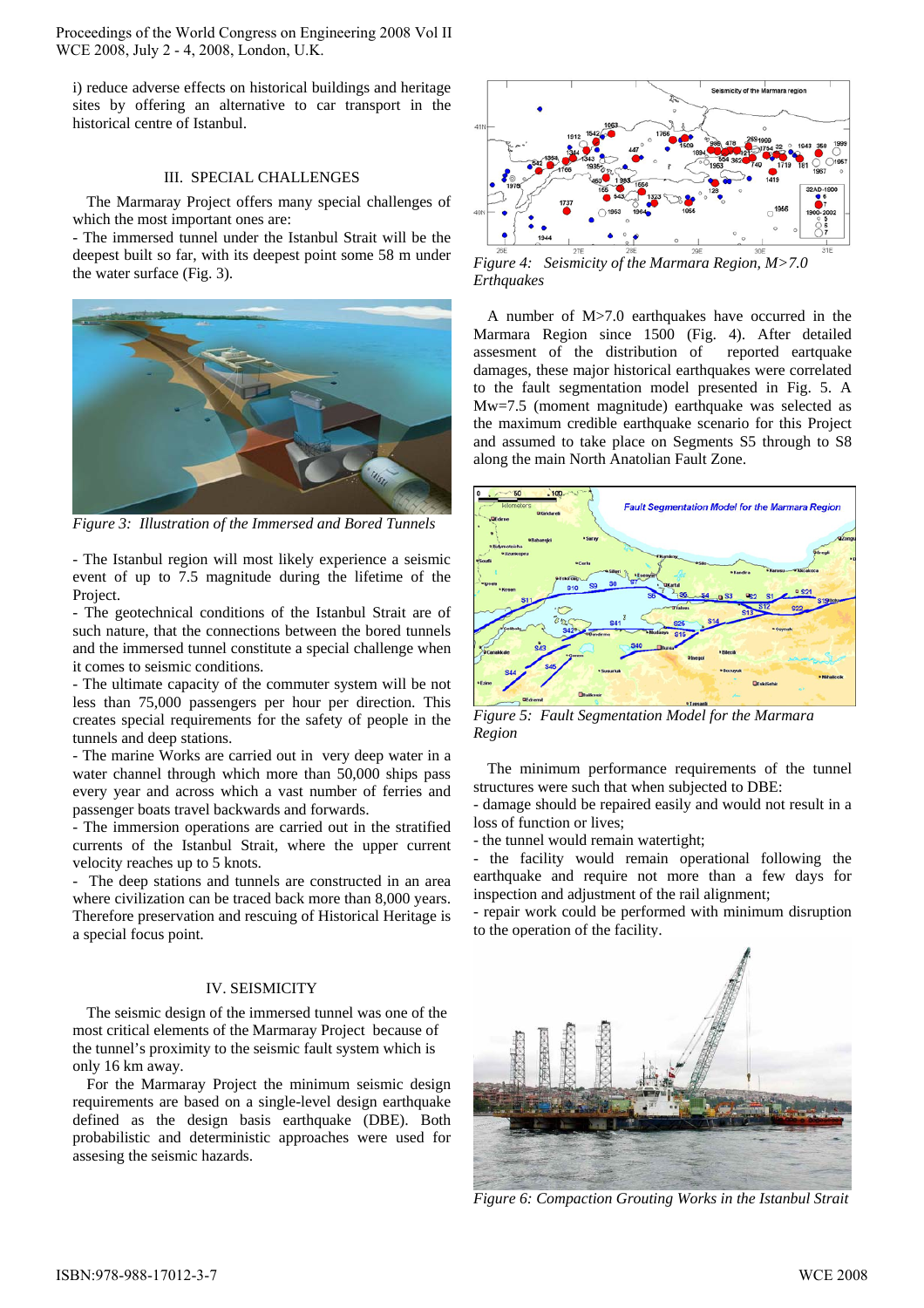i) reduce adverse effects on historical buildings and heritage sites by offering an alternative to car transport in the historical centre of Istanbul.

## III. SPECIAL CHALLENGES

The Marmaray Project offers many special challenges of which the most important ones are:

- The immersed tunnel under the Istanbul Strait will be the deepest built so far, with its deepest point some 58 m under the water surface (Fig. 3).

*Figure 3: Illustration of the Immersed and Bored Tunnels*

- The Istanbul region will most likely experience a seismic event of up to 7.5 magnitude during the lifetime of the Project.
- The geotechnical conditions of the Istanbul Strait are of such nature, that the connections between the bored tunnels and the immersed tunnel constitute a special challenge when it comes to seismic conditions.
- The ultimate capacity of the commuter system will be not less than 75,000 passengers per hour per direction. This creates special requirements for the safety of people in the tunnels and deep stations.
- The marine Works are carried out in very deep water in a water channel through which more than 50,000 ships pass every year and across which a vast number of ferries and passenger boats travel backwards and forwards.
- The immersion operations are carried out in the stratified currents of the Istanbul Strait, where the upper current velocity reaches up to 5 knots.
- The deep stations and tunnels are constructed in an area where civilization can be traced back more than 8,000 years. Therefore preservation and rescuing of Historical Heritage is a special focus point.

## IV. SEISMICITY

The seismic design of the immersed tunnel was one of the most critical elements of the Marmaray Project because of the tunnel's proximity to the seismic fault system which is only 16 km away.

For the Marmaray Project the minimum seismic design requirements are based on a single-level design earthquake defined as the design basis earthquake (DBE). Both probabilistic and deterministic approaches were used for assesing the seismic hazards.

*Figure 4: Seismicity of the Marmara Region, M>7.0 Erthquakes*

A number of M>7.0 earthquakes have occurred in the Marmara Region since 1500 (Fig. 4). After detailed assesment of the distribution of reported eartquake damages, these major historical earthquakes were correlated to the fault segmentation model presented in Fig. 5. A Mw=7.5 (moment magnitude) earthquake was selected as the maximum credible earthquake scenario for this Project and assumed to take place on Segments S5 through to S8 along the main North Anatolian Fault Zone.

*Figure 5: Fault Segmentation Model for the Marmara Region*

The minimum performance requirements of the tunnel structures were such that when subjected to DBE:

- damage should be repaired easily and would not result in a loss of function or lives;
- the tunnel would remain watertight;
- the facility would remain operational following the earthquake and require not more than a few days for inspection and adjustment of the rail alignment;
- repair work could be performed with minimum disruption to the operation of the facility.

*Figure 6: Compaction Grouting Works in the Istanbul Strait*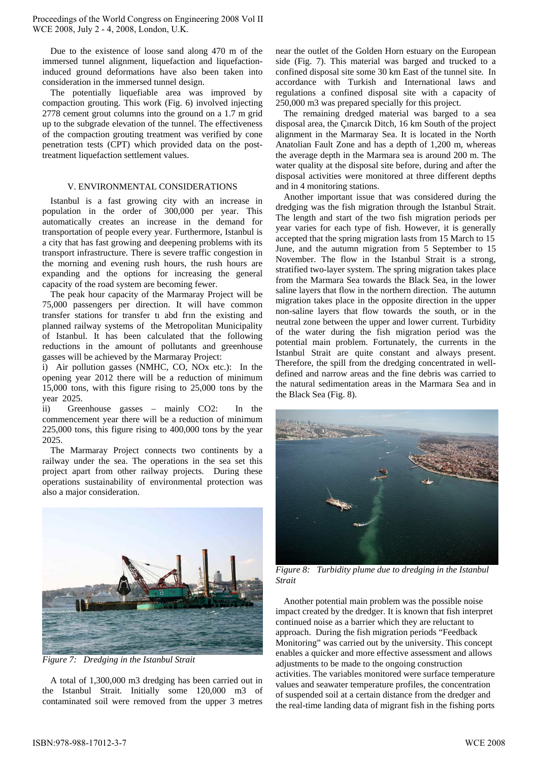Due to the existence of loose sand along 470 m of the immersed tunnel alignment, liquefaction and liquefaction-induced ground deformations have also been taken into consideration in the immersed tunnel design.

The potentially liquefiable area was improved by compaction grouting. This work (Fig. 6) involved injecting 2778 cement grout columns into the ground on a 1.7 m grid up to the subgrade elevation of the tunnel. The effectiveness of the compaction grouting treatment was verified by cone penetration tests (CPT) which provided data on the post-treatment liquefaction settlement values.

## V. ENVIRONMENTAL CONSIDERATIONS

Istanbul is a fast growing city with an increase in population in the order of 300,000 per year. This automatically creates an increase in the demand for transportation of people every year. Furthermore, Istanbul is a city that has fast growing and deepening problems with its transport infrastructure. There is severe traffic congestion in the morning and evening rush hours, the rush hours are expanding and the options for increasing the general capacity of the road system are becoming fewer.

The peak hour capacity of the Marmaray Project will be 75,000 passengers per direction. It will have common transfer stations for transfer tı abd frın the existing and planned railway systems of the Metropolitan Municipality of Istanbul. It has been calculated that the following reductions in the amount of pollutants and greenhouse gasses will be achieved by the Marmaray Project:

i) Air pollution gasses (NMHC, CO, NOx etc.): In the opening year 2012 there will be a reduction of minimum 15,000 tons, with this figure rising to 25,000 tons by the year 2025.

ii) Greenhouse gasses – mainly $CO_2$: In the commencement year there will be a reduction of minimum 225,000 tons, this figure rising to 400,000 tons by the year 2025.

The Marmaray Project connects two continents by a railway under the sea. The operations in the sea set this project apart from other railway projects. During these operations sustainability of environmental protection was also a major consideration.

*Figure 7: Dredging in the Istanbul Strait*

A total of 1,300,000 m3 dredging has been carried out in the Istanbul Strait. Initially some 120,000 m3 of contaminated soil were removed from the upper 3 metres near the outlet of the Golden Horn estuary on the European side (Fig. 7). This material was barged and trucked to a confined disposal site some 30 km East of the tunnel site. In accordance with Turkish and International laws and regulations a confined disposal site with a capacity of 250,000 m3 was prepared specially for this project.

The remaining dredged material was barged to a sea disposal area, the Çınarcık Ditch, 16 km South of the project alignment in the Marmaray Sea. It is located in the North Anatolian Fault Zone and has a depth of 1,200 m, whereas the average depth in the Marmara sea is around 200 m. The water quality at the disposal site before, during and after the disposal activities were monitored at three different depths and in 4 monitoring stations.

Another important issue that was considered during the dredging was the fish migration through the Istanbul Strait. The length and start of the two fish migration periods per year varies for each type of fish. However, it is generally accepted that the spring migration lasts from 15 March to 15 June, and the autumn migration from 5 September to 15 November. The flow in the Istanbul Strait is a strong, stratified two-layer system. The spring migration takes place from the Marmara Sea towards the Black Sea, in the lower saline layers that flow in the northern direction. The autumn migration takes place in the opposite direction in the upper non-saline layers that flow towards the south, or in the neutral zone between the upper and lower current. Turbidity of the water during the fish migration period was the potential main problem. Fortunately, the currents in the Istanbul Strait are quite constant and always present. Therefore, the spill from the dredging concentrated in well-defined and narrow areas and the fine debris was carried to the natural sedimentation areas in the Marmara Sea and in the Black Sea (Fig. 8).

*Figure 8: Turbidity plume due to dredging in the Istanbul Strait*

Another potential main problem was the possible noise impact created by the dredger. It is known that fish interpret continued noise as a barrier which they are reluctant to approach. During the fish migration periods "Feedback Monitoring" was carried out by the university. This concept enables a quicker and more effective assessment and allows adjustments to be made to the ongoing construction activities. The variables monitored were surface temperature values and seawater temperature profiles, the concentration of suspended soil at a certain distance from the dredger and the real-time landing data of migrant fish in the fishing ports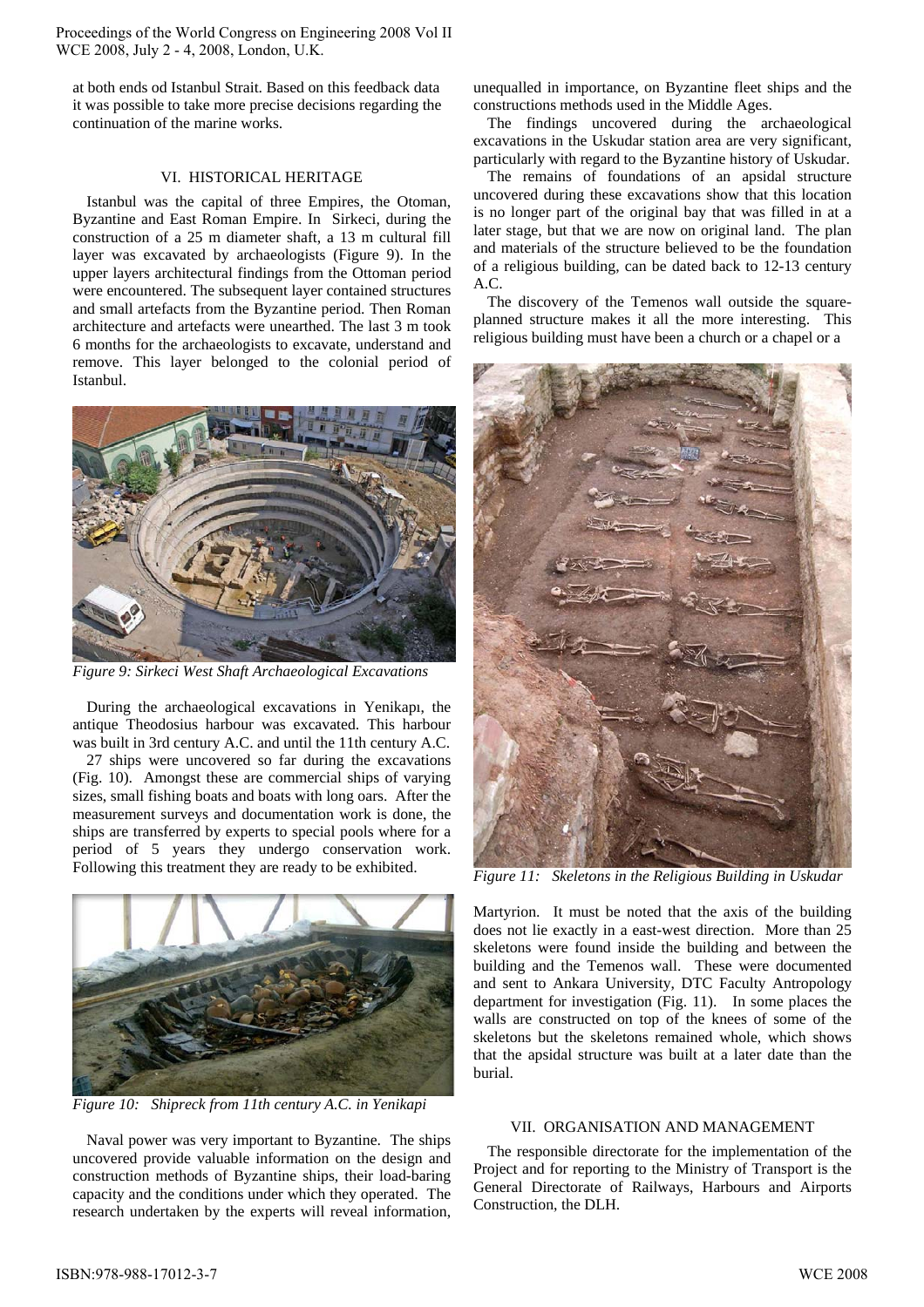at both ends od Istanbul Strait. Based on this feedback data it was possible to take more precise decisions regarding the continuation of the marine works.

## VI. HISTORICAL HERITAGE

Istanbul was the capital of three Empires, the Otoman, Byzantine and East Roman Empire. In Sirkeci, during the construction of a 25 m diameter shaft, a 13 m cultural fill layer was excavated by archaeologists (Figure 9). In the upper layers architectural findings from the Ottoman period were encountered. The subsequent layer contained structures and small artefacts from the Byzantine period. Then Roman architecture and artefacts were unearthed. The last 3 m took 6 months for the archaeologists to excavate, understand and remove. This layer belonged to the colonial period of Istanbul.

*Figure 9: Sirkeci West Shaft Archaeological Excavations*

During the archaeological excavations in Yenikapı, the antique Theodosius harbour was excavated. This harbour was built in 3rd century A.C. and until the 11th century A.C.

27 ships were uncovered so far during the excavations (Fig. 10). Amongst these are commercial ships of varying sizes, small fishing boats and boats with long oars. After the measurement surveys and documentation work is done, the ships are transferred by experts to special pools where for a period of 5 years they undergo conservation work. Following this treatment they are ready to be exhibited.

*Figure 10: Shipreck from 11th century A.C. in Yenikapi*

Naval power was very important to Byzantine. The ships uncovered provide valuable information on the design and construction methods of Byzantine ships, their load-baring capacity and the conditions under which they operated. The research undertaken by the experts will reveal information, unequalled in importance, on Byzantine fleet ships and the constructions methods used in the Middle Ages.

The findings uncovered during the archaeological excavations in the Uskudar station area are very significant, particularly with regard to the Byzantine history of Uskudar.

The remains of foundations of an apsidal structure uncovered during these excavations show that this location is no longer part of the original bay that was filled in at a later stage, but that we are now on original land. The plan and materials of the structure believed to be the foundation of a religious building, can be dated back to 12-13 century A.C.

The discovery of the Temenos wall outside the square-planned structure makes it all the more interesting. This religious building must have been a church or a chapel or a Martyrion. It must be noted that the axis of the building does not lie exactly in a east-west direction. More than 25 skeletons were found inside the building and between the building and the Temenos wall. These were documented and sent to Ankara University, DTC Faculty Antropology department for investigation (Fig. 11). In some places the walls are constructed on top of the knees of some of the skeletons but the skeletons remained whole, which shows that the apsidal structure was built at a later date than the burial.

*Figure 11: Skeletons in the Religious Building in Uskudar*

## VII. ORGANISATION AND MANAGEMENT

The responsible directorate for the implementation of the Project and for reporting to the Ministry of Transport is the General Directorate of Railways, Harbours and Airports Construction, the DLH.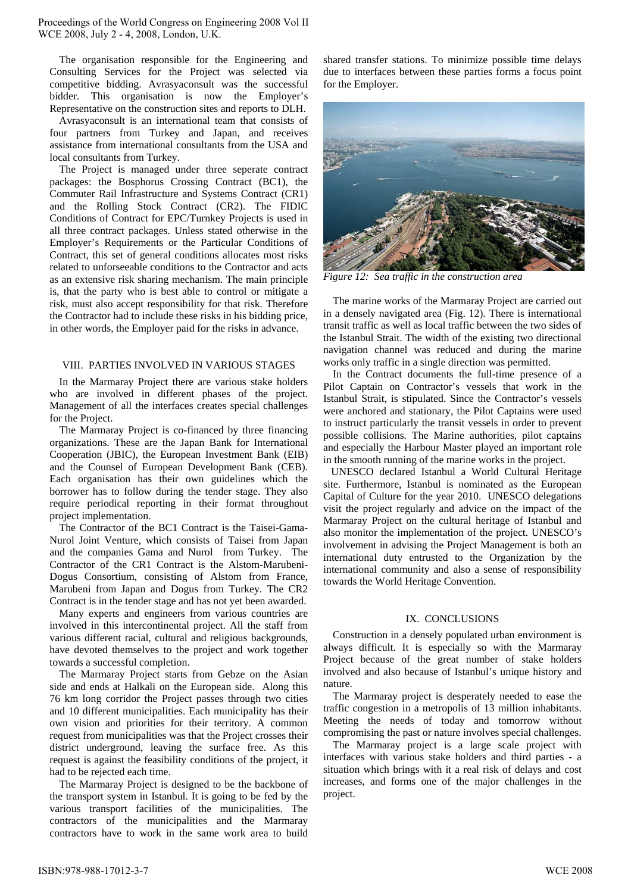The organisation responsible for the Engineering and Consulting Services for the Project was selected via competitive bidding. Avrasyaconsult was the successful bidder. This organisation is now the Employer's Representative on the construction sites and reports to DLH.

Avrasyaconsult is an international team that consists of four partners from Turkey and Japan, and receives assistance from international consultants from the USA and local consultants from Turkey.

The Project is managed under three seperate contract packages: the Bosphorus Crossing Contract (BC1), the Commuter Rail Infrastructure and Systems Contract (CR1) and the Rolling Stock Contract (CR2). The FIDIC Conditions of Contract for EPC/Turnkey Projects is used in all three contract packages. Unless stated otherwise in the Employer's Requirements or the Particular Conditions of Contract, this set of general conditions allocates most risks related to unforseeable conditions to the Contractor and acts as an extensive risk sharing mechanism. The main principle is, that the party who is best able to control or mitigate a risk, must also accept responsibility for that risk. Therefore the Contractor had to include these risks in his bidding price, in other words, the Employer paid for the risks in advance.

## VIII. PARTIES INVOLVED IN VARIOUS STAGES

In the Marmaray Project there are various stake holders who are involved in different phases of the project. Management of all the interfaces creates special challenges for the Project.

The Marmaray Project is co-financed by three financing organizations. These are the Japan Bank for International Cooperation (JBIC), the European Investment Bank (EIB) and the Counsel of European Development Bank (CEB). Each organisation has their own guidelines which the borrower has to follow during the tender stage. They also require periodical reporting in their format throughout project implementation.

The Contractor of the BC1 Contract is the Taisei-Gama-Nurol Joint Venture, which consists of Taisei from Japan and the companies Gama and Nurol from Turkey. The Contractor of the CR1 Contract is the Alstom-Marubeni-Dogus Consortium, consisting of Alstom from France, Marubeni from Japan and Dogus from Turkey. The CR2 Contract is in the tender stage and has not yet been awarded.

Many experts and engineers from various countries are involved in this intercontinental project. All the staff from various different racial, cultural and religious backgrounds, have devoted themselves to the project and work together towards a successful completion.

The Marmaray Project starts from Gebze on the Asian side and ends at Halkali on the European side. Along this 76 km long corridor the Project passes through two cities and 10 different municipalities. Each municipality has their own vision and priorities for their territory. A common request from municipalities was that the Project crosses their district underground, leaving the surface free. As this request is against the feasibility conditions of the project, it had to be rejected each time.

The Marmaray Project is designed to be the backbone of the transport system in Istanbul. It is going to be fed by the various transport facilities of the municipalities. The contractors of the municipalities and the Marmaray contractors have to work in the same work area to build shared transfer stations. To minimize possible time delays due to interfaces between these parties forms a focus point for the Employer.

*Figure 12: Sea traffic in the construction area*

The marine works of the Marmaray Project are carried out in a densely navigated area (Fig. 12). There is international transit traffic as well as local traffic between the two sides of the Istanbul Strait. The width of the existing two directional navigation channel was reduced and during the marine works only traffic in a single direction was permitted.

In the Contract documents the full-time presence of a Pilot Captain on Contractor's vessels that work in the Istanbul Strait, is stipulated. Since the Contractor's vessels were anchored and stationary, the Pilot Captains were used to instruct particularly the transit vessels in order to prevent possible collisions. The Marine authorities, pilot captains and especially the Harbour Master played an important role in the smooth running of the marine works in the project.

UNESCO declared Istanbul a World Cultural Heritage site. Furthermore, Istanbul is nominated as the European Capital of Culture for the year 2010. UNESCO delegations visit the project regularly and advice on the impact of the Marmaray Project on the cultural heritage of Istanbul and also monitor the implementation of the project. UNESCO's involvement in advising the Project Management is both an international duty entrusted to the Organization by the international community and also a sense of responsibility towards the World Heritage Convention.

## IX. CONCLUSIONS

Construction in a densely populated urban environment is always difficult. It is especially so with the Marmaray Project because of the great number of stake holders involved and also because of Istanbul's unique history and nature.

The Marmaray project is desperately needed to ease the traffic congestion in a metropolis of 13 million inhabitants. Meeting the needs of today and tomorrow without compromising the past or nature involves special challenges.

The Marmaray project is a large scale project with interfaces with various stake holders and third parties - a situation which brings with it a real risk of delays and cost increases, and forms one of the major challenges in the project.